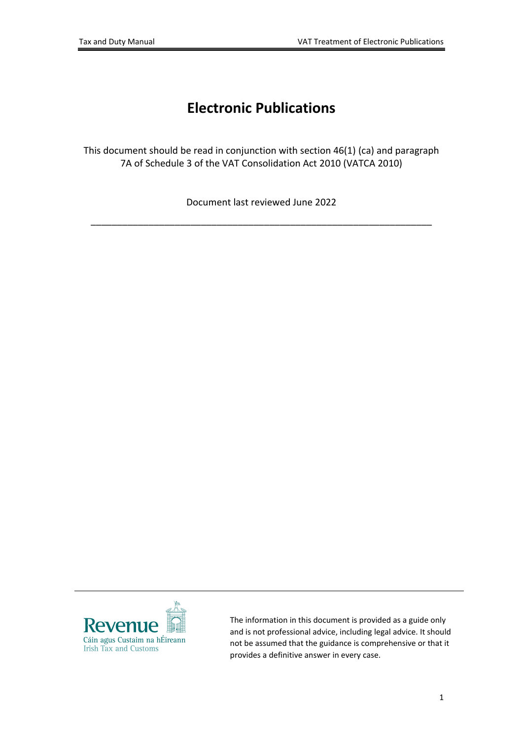# Electronic Publications

This document should be read in conjunction with section 46(1) (ca) and paragraph 7A of Schedule 3 of the VAT Consolidation Act 2010 (VATCA 2010)

Document last reviewed June 2022

---

The information in this document is provided as a guide only and is not professional advice, including legal advice. It should not be assumed that the guidance is comprehensive or that it provides a definitive answer in every case.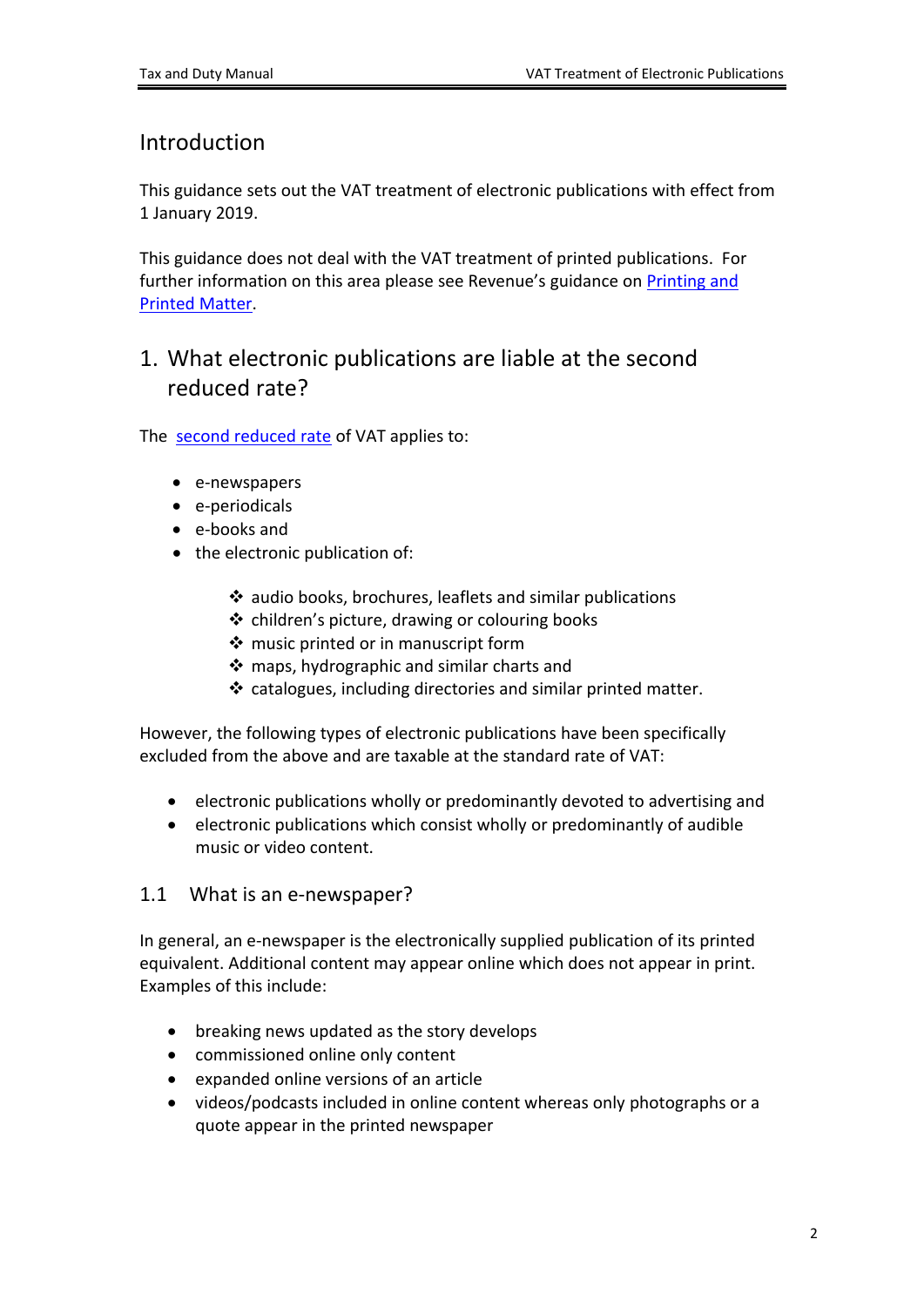## Introduction

This guidance sets out the VAT treatment of electronic publications with effect from 1 January 2019.

This guidance does not deal with the VAT treatment of printed publications. For further information on this area please see Revenue's guidance on Printing and Printed Matter.

## 1. What electronic publications are liable at the second reduced rate?

The second reduced rate of VAT applies to:

- e-newspapers
- e-periodicals
- e-books and
- the electronic publication of:
  - audio books, brochures, leaflets and similar publications
  - children's picture, drawing or colouring books
  - music printed or in manuscript form
  - maps, hydrographic and similar charts and
  - catalogues, including directories and similar printed matter.

However, the following types of electronic publications have been specifically excluded from the above and are taxable at the standard rate of VAT:

- electronic publications wholly or predominantly devoted to advertising and
- electronic publications which consist wholly or predominantly of audible music or video content.

### 1.1 What is an e-newspaper?

In general, an e-newspaper is the electronically supplied publication of its printed equivalent. Additional content may appear online which does not appear in print. Examples of this include:

- breaking news updated as the story develops
- commissioned online only content
- expanded online versions of an article
- videos/podcasts included in online content whereas only photographs or a quote appear in the printed newspaper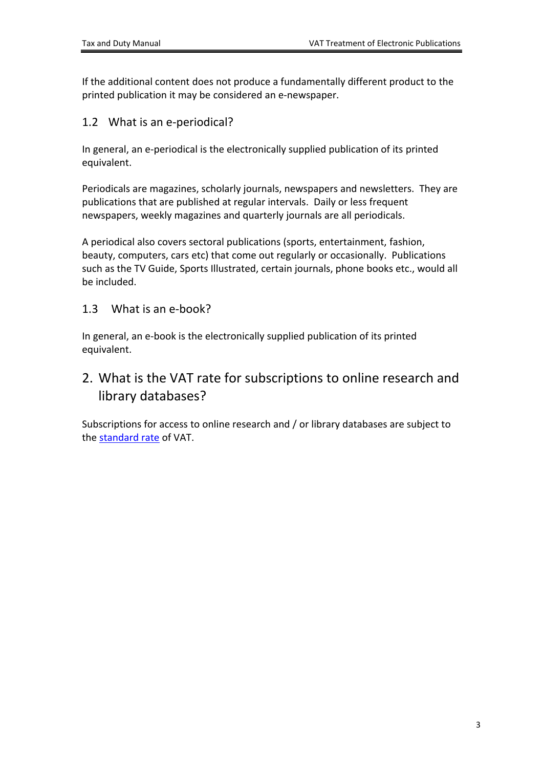If the additional content does not produce a fundamentally different product to the printed publication it may be considered an e-newspaper.

### 1.2 What is an e-periodical?

In general, an e-periodical is the electronically supplied publication of its printed equivalent.

Periodicals are magazines, scholarly journals, newspapers and newsletters. They are publications that are published at regular intervals. Daily or less frequent newspapers, weekly magazines and quarterly journals are all periodicals.

A periodical also covers sectoral publications (sports, entertainment, fashion, beauty, computers, cars etc) that come out regularly or occasionally. Publications such as the TV Guide, Sports Illustrated, certain journals, phone books etc., would all be included.

### 1.3 What is an e-book?

In general, an e-book is the electronically supplied publication of its printed equivalent.

## 2. What is the VAT rate for subscriptions to online research and library databases?

Subscriptions for access to online research and / or library databases are subject to the standard rate of VAT.